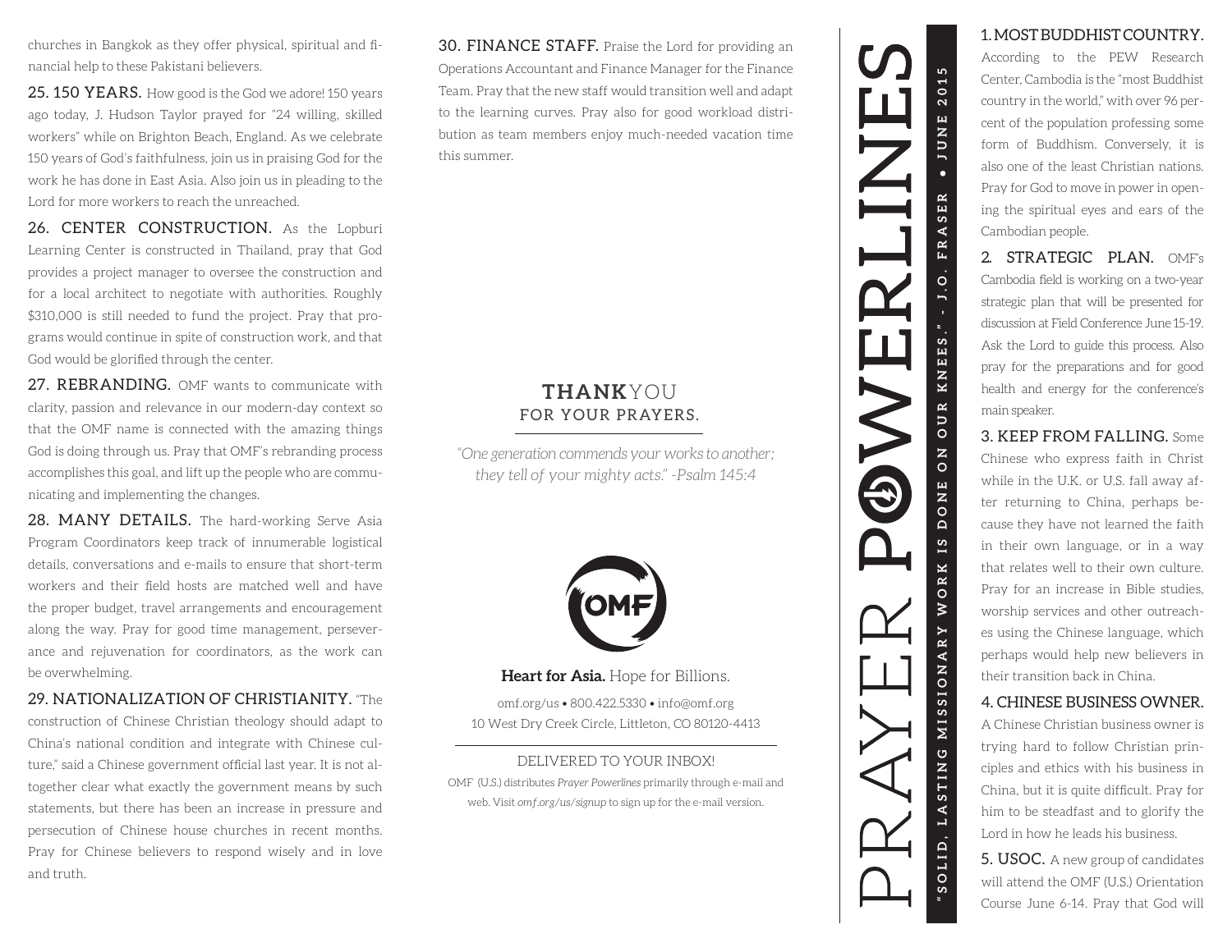churches in Bangkok as they offer physical, spiritual and financial help to these Pakistani believers.

**25. 150 YEARS.** How good is the God we adore! 150 years ago today, J. Hudson Taylor prayed for "24 willing, skilled workers" while on Brighton Beach, England. As we celebrate 150 years of God's faithfulness, join us in praising God for the work he has done in East Asia. Also join us in pleading to the Lord for more workers to reach the unreached.

**26. CENTER CONSTRUCTION.** As the Lopburi Learning Center is constructed in Thailand, pray that God provides a project manager to oversee the construction and for a local architect to negotiate with authorities. Roughly $310,000 is still needed to fund the project. Pray that programs would continue in spite of construction work, and that God would be glorified through the center.

**27. REBRANDING.** OMF wants to communicate with clarity, passion and relevance in our modern-day context so that the OMF name is connected with the amazing things God is doing through us. Pray that OMF's rebranding process accomplishes this goal, and lift up the people who are communicating and implementing the changes.

**28. MANY DETAILS.** The hard-working Serve Asia Program Coordinators keep track of innumerable logistical details, conversations and e-mails to ensure that short-term workers and their field hosts are matched well and have the proper budget, travel arrangements and encouragement along the way. Pray for good time management, perseverance and rejuvenation for coordinators, as the work can be overwhelming.

**29. NATIONALIZATION OF CHRISTIANITY.** "The construction of Chinese Christian theology should adapt to China's national condition and integrate with Chinese culture," said a Chinese government official last year. It is not altogether clear what exactly the government means by such statements, but there has been an increase in pressure and persecution of Chinese house churches in recent months. Pray for Chinese believers to respond wisely and in love and truth.

**30. FINANCE STAFF.** Praise the Lord for providing an Operations Accountant and Finance Manager for the Finance Team. Pray that the new staff would transition well and adapt to the learning curves. Pray also for good workload distribution as team members enjoy much-needed vacation time this summer.

**THANK**YOU
FOR YOUR PRAYERS.

*"One generation commends your works to another; they tell of your mighty acts." -Psalm 145:4*

OMF

**Heart for Asia.** Hope for Billions.

omf.org/us • 800.422.5330 • info@omf.org
10 West Dry Creek Circle, Littleton, CO 80120-4413

DELIVERED TO YOUR INBOX!

OMF (U.S.) distributes *Prayer Powerlines* primarily through e-mail and web. Visit *omf.org/us/signup* to sign up for the e-mail version.

# PRAYER POWERLINES

"SOLID, LASTING MISSIONARY WORK IS DONE ON OUR KNEES." - J.O. FRASER • JUNE 2015

**1. MOST BUDDHIST COUNTRY.** According to the PEW Research Center, Cambodia is the "most Buddhist country in the world," with over 96 percent of the population professing some form of Buddhism. Conversely, it is also one of the least Christian nations. Pray for God to move in power in opening the spiritual eyes and ears of the Cambodian people.

**2. STRATEGIC PLAN.** OMF's Cambodia field is working on a two-year strategic plan that will be presented for discussion at Field Conference June 15-19. Ask the Lord to guide this process. Also pray for the preparations and for good health and energy for the conference's main speaker.

**3. KEEP FROM FALLING.** Some Chinese who express faith in Christ while in the U.K. or U.S. fall away after returning to China, perhaps because they have not learned the faith in their own language, or in a way that relates well to their own culture. Pray for an increase in Bible studies, worship services and other outreaches using the Chinese language, which perhaps would help new believers in their transition back in China.

**4. CHINESE BUSINESS OWNER.** A Chinese Christian business owner is trying hard to follow Christian principles and ethics with his business in China, but it is quite difficult. Pray for him to be steadfast and to glorify the Lord in how he leads his business.

**5. USOC.** A new group of candidates will attend the OMF (U.S.) Orientation Course June 6-14. Pray that God will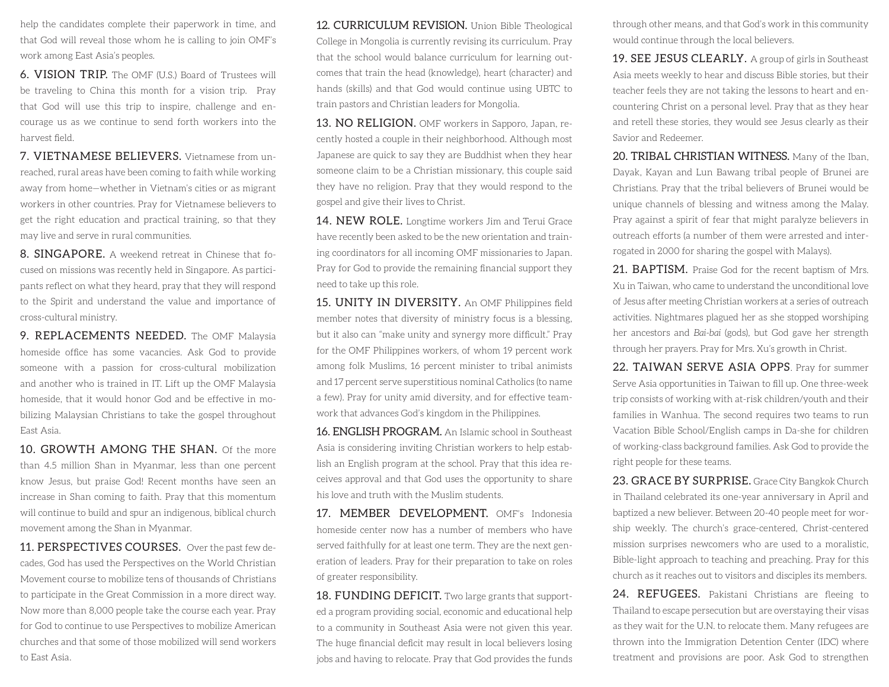help the candidates complete their paperwork in time, and that God will reveal those whom he is calling to join OMF's work among East Asia's peoples.

**6. VISION TRIP.** The OMF (U.S.) Board of Trustees will be traveling to China this month for a vision trip. Pray that God will use this trip to inspire, challenge and encourage us as we continue to send forth workers into the harvest field.

**7. VIETNAMESE BELIEVERS.** Vietnamese from unreached, rural areas have been coming to faith while working away from home—whether in Vietnam's cities or as migrant workers in other countries. Pray for Vietnamese believers to get the right education and practical training, so that they may live and serve in rural communities.

**8. SINGAPORE.** A weekend retreat in Chinese that focused on missions was recently held in Singapore. As participants reflect on what they heard, pray that they will respond to the Spirit and understand the value and importance of cross-cultural ministry.

**9. REPLACEMENTS NEEDED.** The OMF Malaysia homeside office has some vacancies. Ask God to provide someone with a passion for cross-cultural mobilization and another who is trained in IT. Lift up the OMF Malaysia homeside, that it would honor God and be effective in mobilizing Malaysian Christians to take the gospel throughout East Asia.

**10. GROWTH AMONG THE SHAN.** Of the more than 4.5 million Shan in Myanmar, less than one percent know Jesus, but praise God! Recent months have seen an increase in Shan coming to faith. Pray that this momentum will continue to build and spur an indigenous, biblical church movement among the Shan in Myanmar.

**11. PERSPECTIVES COURSES.** Over the past few decades, God has used the Perspectives on the World Christian Movement course to mobilize tens of thousands of Christians to participate in the Great Commission in a more direct way. Now more than 8,000 people take the course each year. Pray for God to continue to use Perspectives to mobilize American churches and that some of those mobilized will send workers to East Asia.

**12. CURRICULUM REVISION.** Union Bible Theological College in Mongolia is currently revising its curriculum. Pray that the school would balance curriculum for learning outcomes that train the head (knowledge), heart (character) and hands (skills) and that God would continue using UBTC to train pastors and Christian leaders for Mongolia.

**13. NO RELIGION.** OMF workers in Sapporo, Japan, recently hosted a couple in their neighborhood. Although most Japanese are quick to say they are Buddhist when they hear someone claim to be a Christian missionary, this couple said they have no religion. Pray that they would respond to the gospel and give their lives to Christ.

**14. NEW ROLE.** Longtime workers Jim and Terui Grace have recently been asked to be the new orientation and training coordinators for all incoming OMF missionaries to Japan. Pray for God to provide the remaining financial support they need to take up this role.

**15. UNITY IN DIVERSITY.** An OMF Philippines field member notes that diversity of ministry focus is a blessing, but it also can "make unity and synergy more difficult." Pray for the OMF Philippines workers, of whom 19 percent work among folk Muslims, 16 percent minister to tribal animists and 17 percent serve superstitious nominal Catholics (to name a few). Pray for unity amid diversity, and for effective teamwork that advances God's kingdom in the Philippines.

**16. ENGLISH PROGRAM.** An Islamic school in Southeast Asia is considering inviting Christian workers to help establish an English program at the school. Pray that this idea receives approval and that God uses the opportunity to share his love and truth with the Muslim students.

**17. MEMBER DEVELOPMENT.** OMF's Indonesia homeside center now has a number of members who have served faithfully for at least one term. They are the next generation of leaders. Pray for their preparation to take on roles of greater responsibility.

**18. FUNDING DEFICIT.** Two large grants that supported a program providing social, economic and educational help to a community in Southeast Asia were not given this year. The huge financial deficit may result in local believers losing jobs and having to relocate. Pray that God provides the funds through other means, and that God's work in this community would continue through the local believers.

**19. SEE JESUS CLEARLY.** A group of girls in Southeast Asia meets weekly to hear and discuss Bible stories, but their teacher feels they are not taking the lessons to heart and encountering Christ on a personal level. Pray that as they hear and retell these stories, they would see Jesus clearly as their Savior and Redeemer.

**20. TRIBAL CHRISTIAN WITNESS.** Many of the Iban, Dayak, Kayan and Lun Bawang tribal people of Brunei are Christians. Pray that the tribal believers of Brunei would be unique channels of blessing and witness among the Malay. Pray against a spirit of fear that might paralyze believers in outreach efforts (a number of them were arrested and interrogated in 2000 for sharing the gospel with Malays).

**21. BAPTISM.** Praise God for the recent baptism of Mrs. Xu in Taiwan, who came to understand the unconditional love of Jesus after meeting Christian workers at a series of outreach activities. Nightmares plagued her as she stopped worshiping her ancestors and *Bai-bai* (gods), but God gave her strength through her prayers. Pray for Mrs. Xu's growth in Christ.

**22. TAIWAN SERVE ASIA OPPS**. Pray for summer Serve Asia opportunities in Taiwan to fill up. One three-week trip consists of working with at-risk children/youth and their families in Wanhua. The second requires two teams to run Vacation Bible School/English camps in Da-she for children of working-class background families. Ask God to provide the right people for these teams.

**23. GRACE BY SURPRISE.** Grace City Bangkok Church in Thailand celebrated its one-year anniversary in April and baptized a new believer. Between 20-40 people meet for worship weekly. The church's grace-centered, Christ-centered mission surprises newcomers who are used to a moralistic, Bible-light approach to teaching and preaching. Pray for this church as it reaches out to visitors and disciples its members.

**24. REFUGEES.** Pakistani Christians are fleeing to Thailand to escape persecution but are overstaying their visas as they wait for the U.N. to relocate them. Many refugees are thrown into the Immigration Detention Center (IDC) where treatment and provisions are poor. Ask God to strengthen